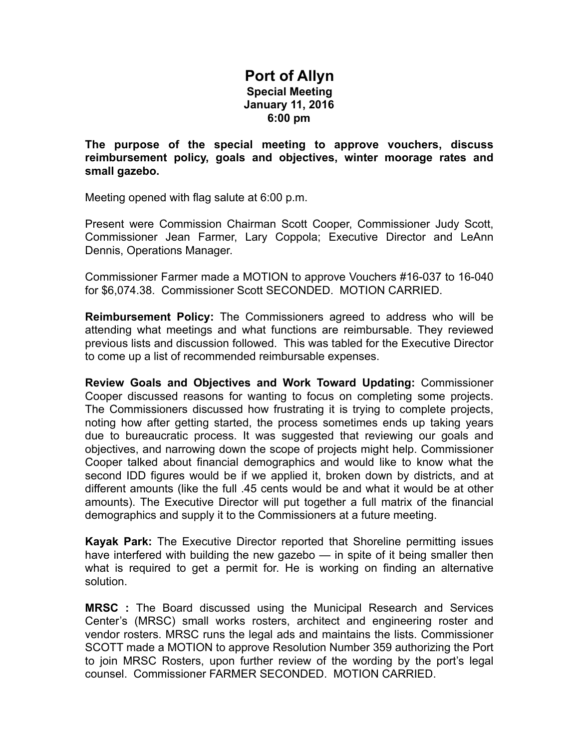# Port of Allyn

**Special Meeting**
**January 11, 2016**
**6:00 pm**

**The purpose of the special meeting to approve vouchers, discuss reimbursement policy, goals and objectives, winter moorage rates and small gazebo.**

Meeting opened with flag salute at 6:00 p.m.

Present were Commission Chairman Scott Cooper, Commissioner Judy Scott, Commissioner Jean Farmer, Lary Coppola; Executive Director and LeAnn Dennis, Operations Manager.

Commissioner Farmer made a MOTION to approve Vouchers #16-037 to 16-040 for $6,074.38. Commissioner Scott SECONDED. MOTION CARRIED.

**Reimbursement Policy:** The Commissioners agreed to address who will be attending what meetings and what functions are reimbursable. They reviewed previous lists and discussion followed. This was tabled for the Executive Director to come up a list of recommended reimbursable expenses.

**Review Goals and Objectives and Work Toward Updating:** Commissioner Cooper discussed reasons for wanting to focus on completing some projects. The Commissioners discussed how frustrating it is trying to complete projects, noting how after getting started, the process sometimes ends up taking years due to bureaucratic process. It was suggested that reviewing our goals and objectives, and narrowing down the scope of projects might help. Commissioner Cooper talked about financial demographics and would like to know what the second IDD figures would be if we applied it, broken down by districts, and at different amounts (like the full .45 cents would be and what it would be at other amounts). The Executive Director will put together a full matrix of the financial demographics and supply it to the Commissioners at a future meeting.

**Kayak Park:** The Executive Director reported that Shoreline permitting issues have interfered with building the new gazebo — in spite of it being smaller then what is required to get a permit for. He is working on finding an alternative solution.

**MRSC :** The Board discussed using the Municipal Research and Services Center's (MRSC) small works rosters, architect and engineering roster and vendor rosters. MRSC runs the legal ads and maintains the lists. Commissioner SCOTT made a MOTION to approve Resolution Number 359 authorizing the Port to join MRSC Rosters, upon further review of the wording by the port's legal counsel. Commissioner FARMER SECONDED. MOTION CARRIED.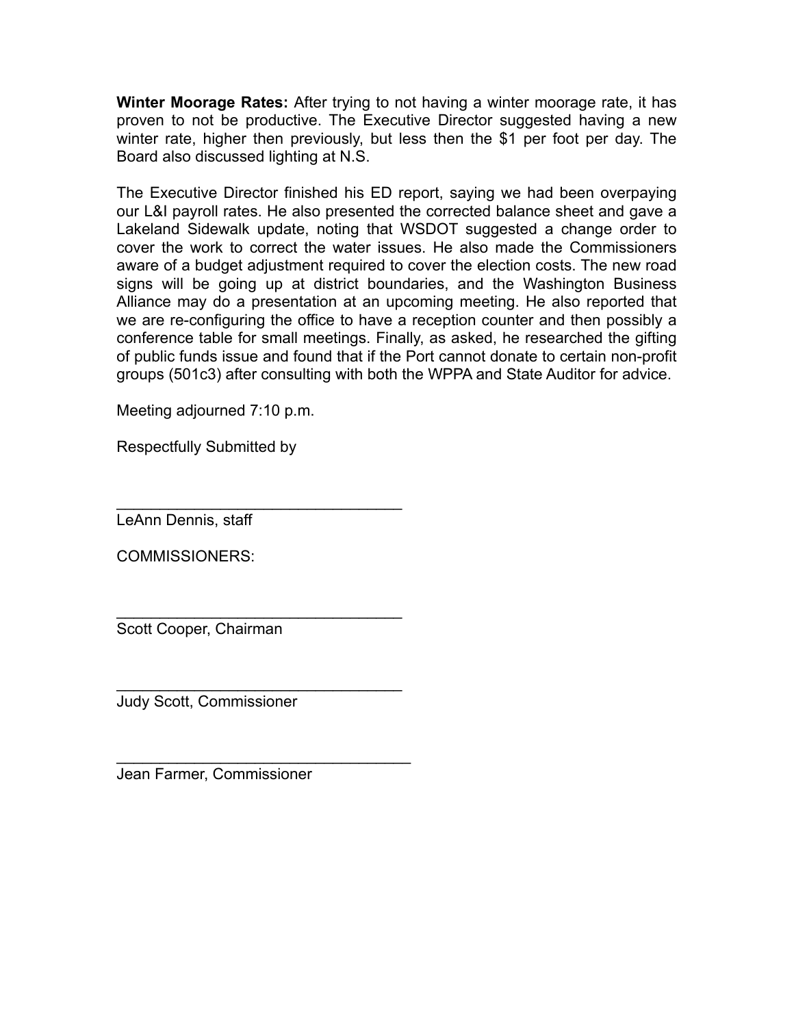**Winter Moorage Rates:** After trying to not having a winter moorage rate, it has proven to not be productive. The Executive Director suggested having a new winter rate, higher then previously, but less then the $1 per foot per day. The Board also discussed lighting at N.S.

The Executive Director finished his ED report, saying we had been overpaying our L&I payroll rates. He also presented the corrected balance sheet and gave a Lakeland Sidewalk update, noting that WSDOT suggested a change order to cover the work to correct the water issues. He also made the Commissioners aware of a budget adjustment required to cover the election costs. The new road signs will be going up at district boundaries, and the Washington Business Alliance may do a presentation at an upcoming meeting. He also reported that we are re-configuring the office to have a reception counter and then possibly a conference table for small meetings. Finally, as asked, he researched the gifting of public funds issue and found that if the Port cannot donate to certain non-profit groups (501c3) after consulting with both the WPPA and State Auditor for advice.

Meeting adjourned 7:10 p.m.

Respectfully Submitted by

_________________________________
LeAnn Dennis, staff

COMMISSIONERS:

_________________________________
Scott Cooper, Chairman

_________________________________
Judy Scott, Commissioner

_________________________________
Jean Farmer, Commissioner